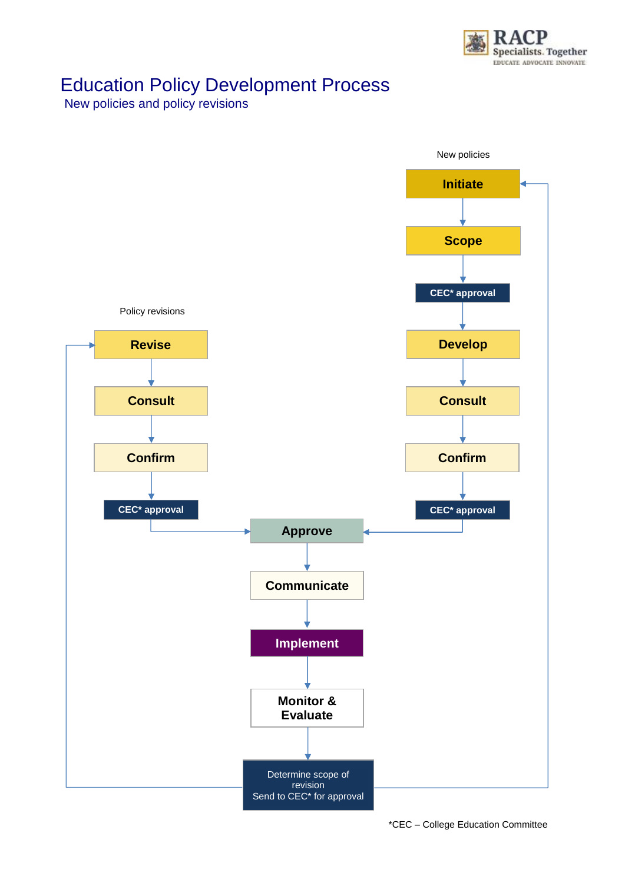# Education Policy Development Process

New policies and policy revisions

**New policies**

- Initiate
- Scope
- CEC* approval
- Develop
- Consult
- Confirm
- CEC* approval

**Policy revisions**

- Revise
- Consult
- Confirm
- CEC* approval

**Both pathways**

- Approve
- Communicate
- Implement
- Monitor & Evaluate
- Determine scope of revision
  Send to CEC* for approval

*CEC – College Education Committee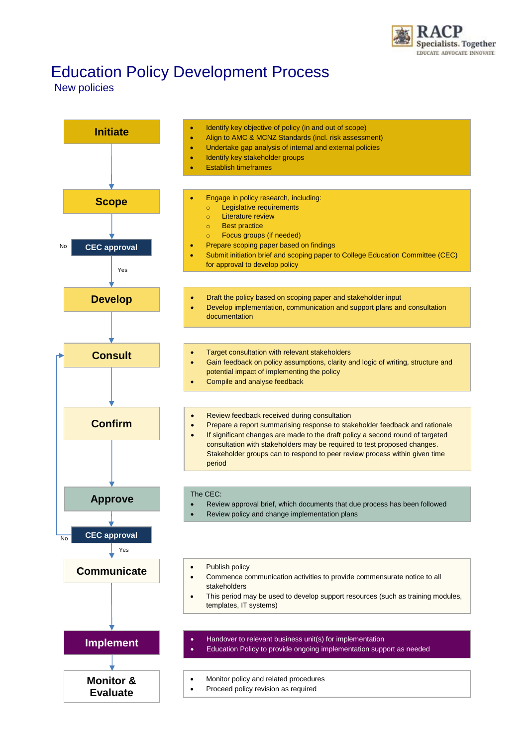# Education Policy Development Process

## New policies

### Initiate

- Identify key objective of policy (in and out of scope)
- Align to AMC & MCNZ Standards (incl. risk assessment)
- Undertake gap analysis of internal and external policies
- Identify key stakeholder groups
- Establish timeframes

### Scope

- Engage in policy research, including:
  - Legislative requirements
  - Literature review
  - Best practice
  - Focus groups (if needed)
- Prepare scoping paper based on findings
- Submit initiation brief and scoping paper to College Education Committee (CEC) for approval to develop policy

**CEC approval** — No / Yes

### Develop

- Draft the policy based on scoping paper and stakeholder input
- Develop implementation, communication and support plans and consultation documentation

### Consult

- Target consultation with relevant stakeholders
- Gain feedback on policy assumptions, clarity and logic of writing, structure and potential impact of implementing the policy
- Compile and analyse feedback

### Confirm

- Review feedback received during consultation
- Prepare a report summarising response to stakeholder feedback and rationale
- If significant changes are made to the draft policy a second round of targeted consultation with stakeholders may be required to test proposed changes. Stakeholder groups can to respond to peer review process within given time period

### Approve

The CEC:

- Review approval brief, which documents that due process has been followed
- Review policy and change implementation plans

**CEC approval** — No (return to Consult) / Yes

### Communicate

- Publish policy
- Commence communication activities to provide commensurate notice to all stakeholders
- This period may be used to develop support resources (such as training modules, templates, IT systems)

### Implement

- Handover to relevant business unit(s) for implementation
- Education Policy to provide ongoing implementation support as needed

### Monitor & Evaluate

- Monitor policy and related procedures
- Proceed policy revision as required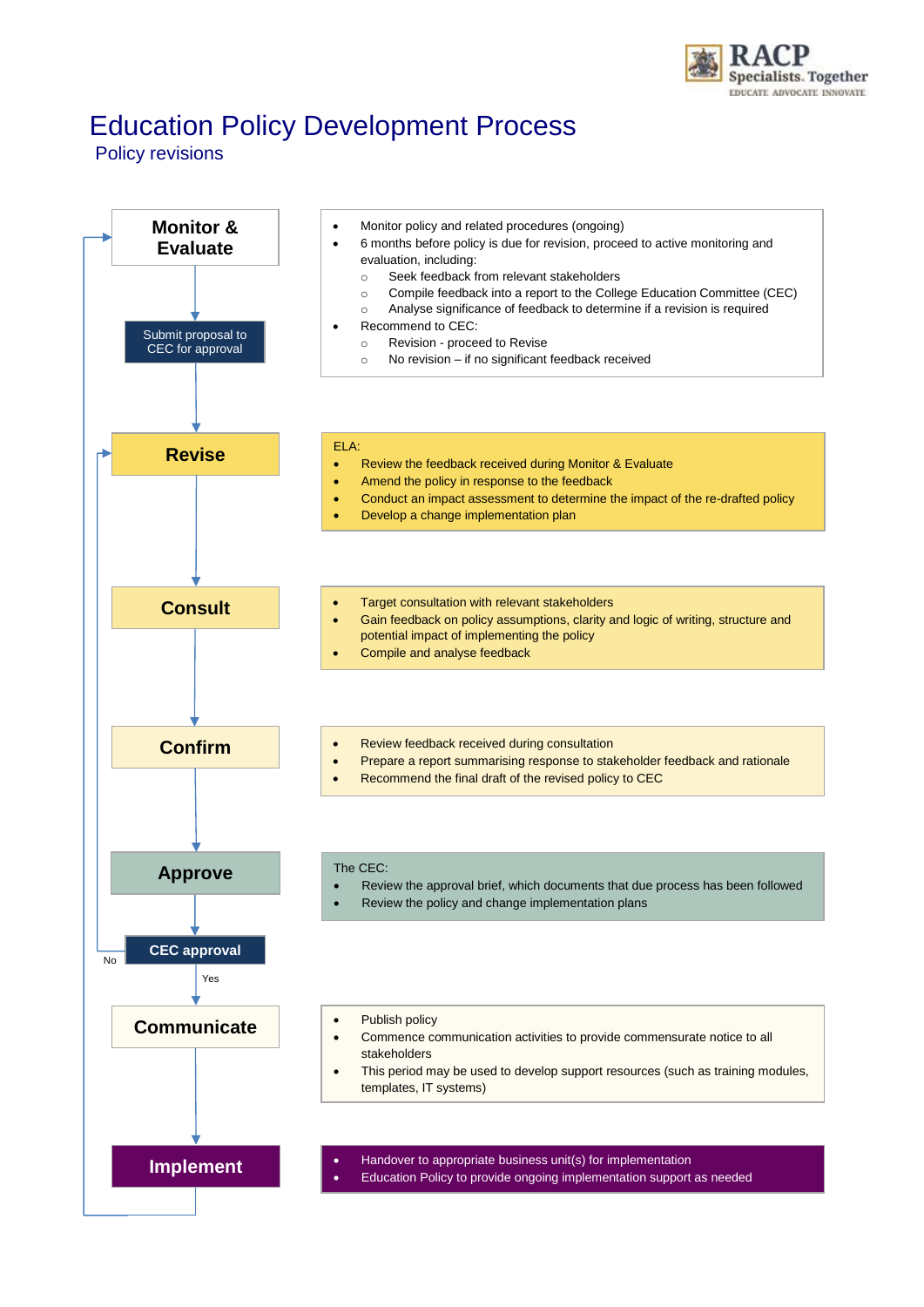# Education Policy Development Process

## Policy revisions

### Monitor & Evaluate

- Monitor policy and related procedures (ongoing)
- 6 months before policy is due for revision, proceed to active monitoring and evaluation, including:
  - Seek feedback from relevant stakeholders
  - Compile feedback into a report to the College Education Committee (CEC)
  - Analyse significance of feedback to determine if a revision is required
- Recommend to CEC:
  - Revision - proceed to Revise
  - No revision – if no significant feedback received

Submit proposal to CEC for approval

### Revise

ELA:

- Review the feedback received during Monitor & Evaluate
- Amend the policy in response to the feedback
- Conduct an impact assessment to determine the impact of the re-drafted policy
- Develop a change implementation plan

### Consult

- Target consultation with relevant stakeholders
- Gain feedback on policy assumptions, clarity and logic of writing, structure and potential impact of implementing the policy
- Compile and analyse feedback

### Confirm

- Review feedback received during consultation
- Prepare a report summarising response to stakeholder feedback and rationale
- Recommend the final draft of the revised policy to CEC

### Approve

The CEC:

- Review the approval brief, which documents that due process has been followed
- Review the policy and change implementation plans

CEC approval

No (return to Revise)

Yes

### Communicate

- Publish policy
- Commence communication activities to provide commensurate notice to all stakeholders
- This period may be used to develop support resources (such as training modules, templates, IT systems)

### Implement

- Handover to appropriate business unit(s) for implementation
- Education Policy to provide ongoing implementation support as needed